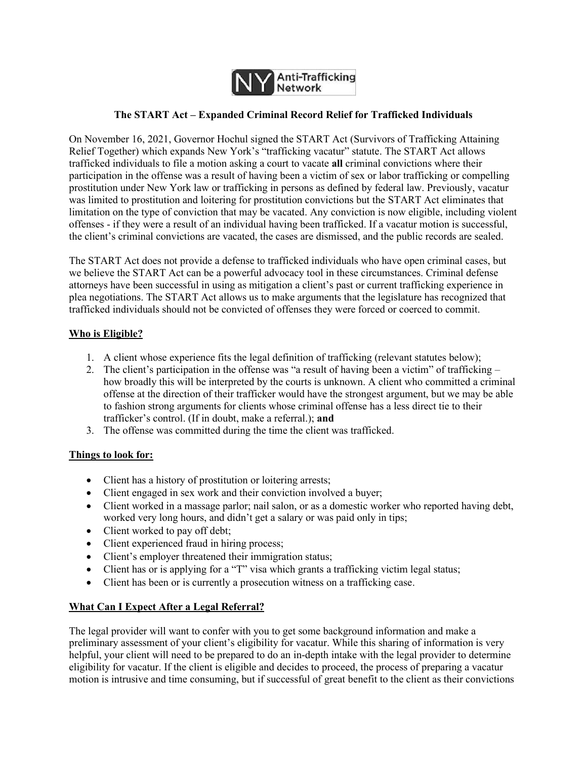NY Anti-Trafficking Network

**The START Act – Expanded Criminal Record Relief for Trafficked Individuals**

On November 16, 2021, Governor Hochul signed the START Act (Survivors of Trafficking Attaining Relief Together) which expands New York's "trafficking vacatur" statute. The START Act allows trafficked individuals to file a motion asking a court to vacate **all** criminal convictions where their participation in the offense was a result of having been a victim of sex or labor trafficking or compelling prostitution under New York law or trafficking in persons as defined by federal law. Previously, vacatur was limited to prostitution and loitering for prostitution convictions but the START Act eliminates that limitation on the type of conviction that may be vacated. Any conviction is now eligible, including violent offenses - if they were a result of an individual having been trafficked. If a vacatur motion is successful, the client's criminal convictions are vacated, the cases are dismissed, and the public records are sealed.

The START Act does not provide a defense to trafficked individuals who have open criminal cases, but we believe the START Act can be a powerful advocacy tool in these circumstances. Criminal defense attorneys have been successful in using as mitigation a client's past or current trafficking experience in plea negotiations. The START Act allows us to make arguments that the legislature has recognized that trafficked individuals should not be convicted of offenses they were forced or coerced to commit.

**Who is Eligible?**

1. A client whose experience fits the legal definition of trafficking (relevant statutes below);
2. The client's participation in the offense was "a result of having been a victim" of trafficking – how broadly this will be interpreted by the courts is unknown. A client who committed a criminal offense at the direction of their trafficker would have the strongest argument, but we may be able to fashion strong arguments for clients whose criminal offense has a less direct tie to their trafficker's control. (If in doubt, make a referral.); **and**
3. The offense was committed during the time the client was trafficked.

**Things to look for:**

- Client has a history of prostitution or loitering arrests;
- Client engaged in sex work and their conviction involved a buyer;
- Client worked in a massage parlor; nail salon, or as a domestic worker who reported having debt, worked very long hours, and didn't get a salary or was paid only in tips;
- Client worked to pay off debt;
- Client experienced fraud in hiring process;
- Client's employer threatened their immigration status;
- Client has or is applying for a "T" visa which grants a trafficking victim legal status;
- Client has been or is currently a prosecution witness on a trafficking case.

**What Can I Expect After a Legal Referral?**

The legal provider will want to confer with you to get some background information and make a preliminary assessment of your client's eligibility for vacatur. While this sharing of information is very helpful, your client will need to be prepared to do an in-depth intake with the legal provider to determine eligibility for vacatur. If the client is eligible and decides to proceed, the process of preparing a vacatur motion is intrusive and time consuming, but if successful of great benefit to the client as their convictions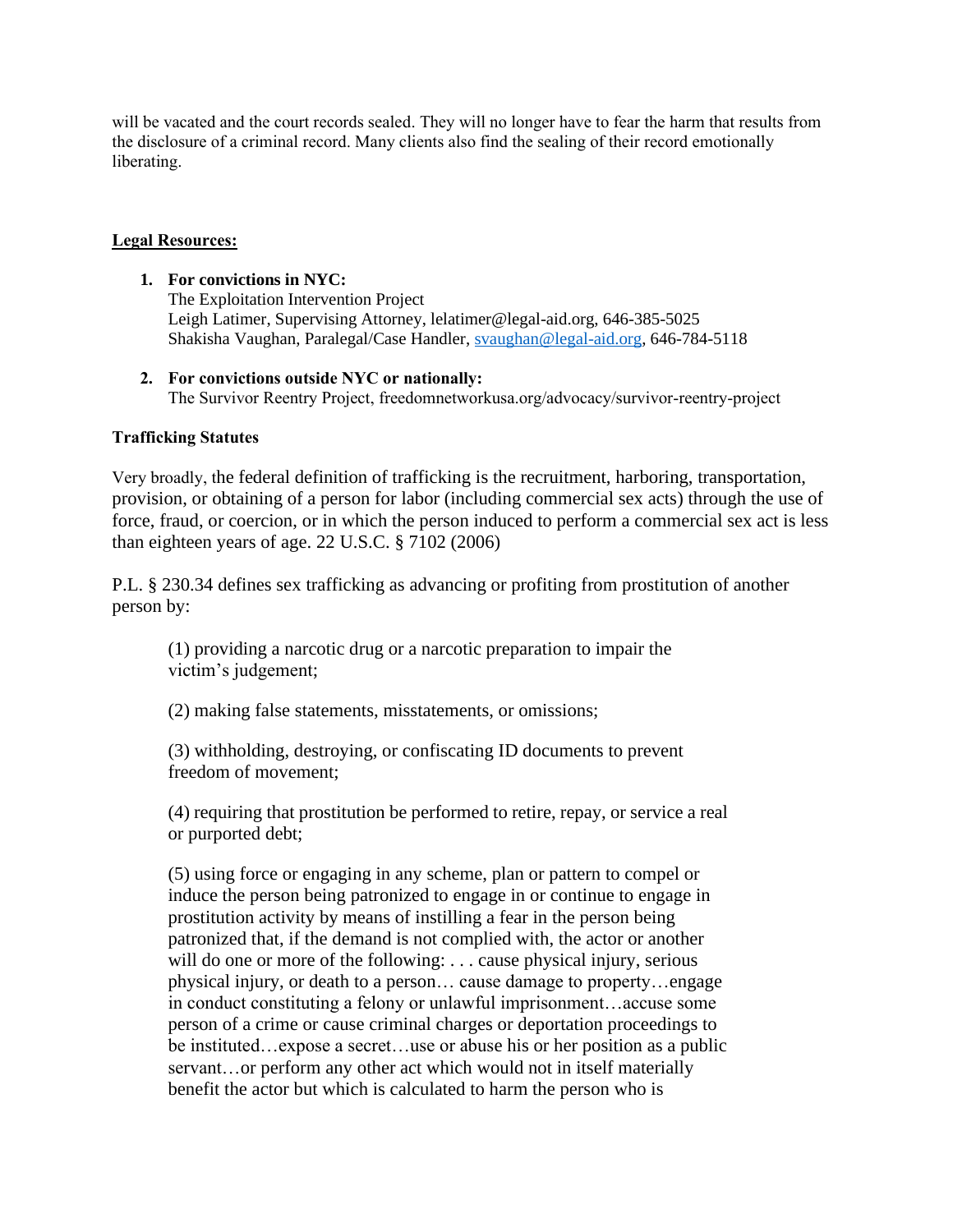will be vacated and the court records sealed. They will no longer have to fear the harm that results from the disclosure of a criminal record. Many clients also find the sealing of their record emotionally liberating.

**Legal Resources:**

1. **For convictions in NYC:**
   The Exploitation Intervention Project
   Leigh Latimer, Supervising Attorney, lelatimer@legal-aid.org, 646-385-5025
   Shakisha Vaughan, Paralegal/Case Handler, svaughan@legal-aid.org, 646-784-5118

2. **For convictions outside NYC or nationally:**
   The Survivor Reentry Project, freedomnetworkusa.org/advocacy/survivor-reentry-project

**Trafficking Statutes**

Very broadly, the federal definition of trafficking is the recruitment, harboring, transportation, provision, or obtaining of a person for labor (including commercial sex acts) through the use of force, fraud, or coercion, or in which the person induced to perform a commercial sex act is less than eighteen years of age. 22 U.S.C. § 7102 (2006)

P.L. § 230.34 defines sex trafficking as advancing or profiting from prostitution of another person by:

> (1) providing a narcotic drug or a narcotic preparation to impair the victim's judgement;
>
> (2) making false statements, misstatements, or omissions;
>
> (3) withholding, destroying, or confiscating ID documents to prevent freedom of movement;
>
> (4) requiring that prostitution be performed to retire, repay, or service a real or purported debt;
>
> (5) using force or engaging in any scheme, plan or pattern to compel or induce the person being patronized to engage in or continue to engage in prostitution activity by means of instilling a fear in the person being patronized that, if the demand is not complied with, the actor or another will do one or more of the following: . . . cause physical injury, serious physical injury, or death to a person… cause damage to property…engage in conduct constituting a felony or unlawful imprisonment…accuse some person of a crime or cause criminal charges or deportation proceedings to be instituted…expose a secret…use or abuse his or her position as a public servant…or perform any other act which would not in itself materially benefit the actor but which is calculated to harm the person who is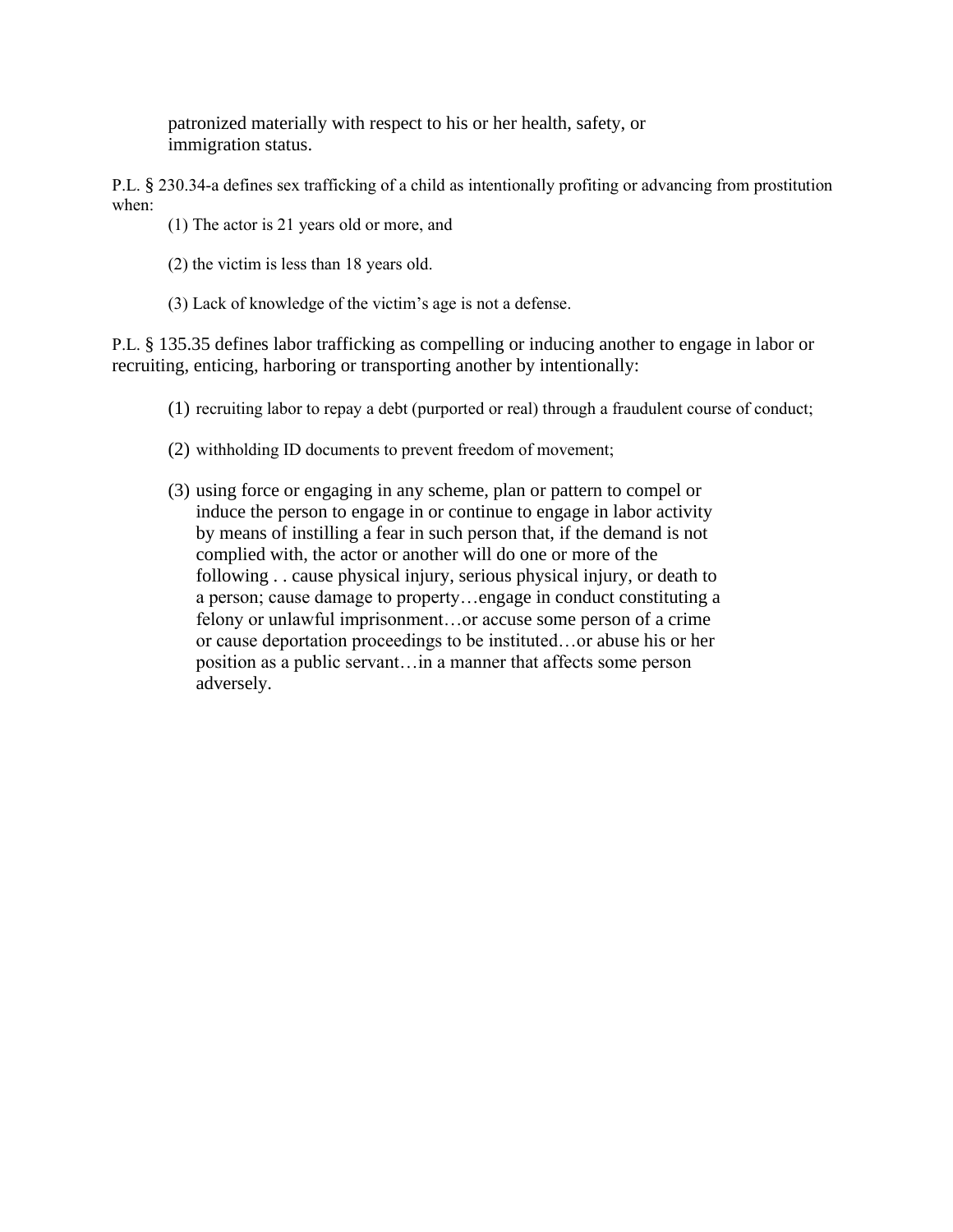patronized materially with respect to his or her health, safety, or immigration status.

P.L. § 230.34-a defines sex trafficking of a child as intentionally profiting or advancing from prostitution when:

(1) The actor is 21 years old or more, and

(2) the victim is less than 18 years old.

(3) Lack of knowledge of the victim's age is not a defense.

P.L. § 135.35 defines labor trafficking as compelling or inducing another to engage in labor or recruiting, enticing, harboring or transporting another by intentionally:

(1) recruiting labor to repay a debt (purported or real) through a fraudulent course of conduct;

(2) withholding ID documents to prevent freedom of movement;

(3) using force or engaging in any scheme, plan or pattern to compel or induce the person to engage in or continue to engage in labor activity by means of instilling a fear in such person that, if the demand is not complied with, the actor or another will do one or more of the following . . cause physical injury, serious physical injury, or death to a person; cause damage to property…engage in conduct constituting a felony or unlawful imprisonment…or accuse some person of a crime or cause deportation proceedings to be instituted…or abuse his or her position as a public servant…in a manner that affects some person adversely.